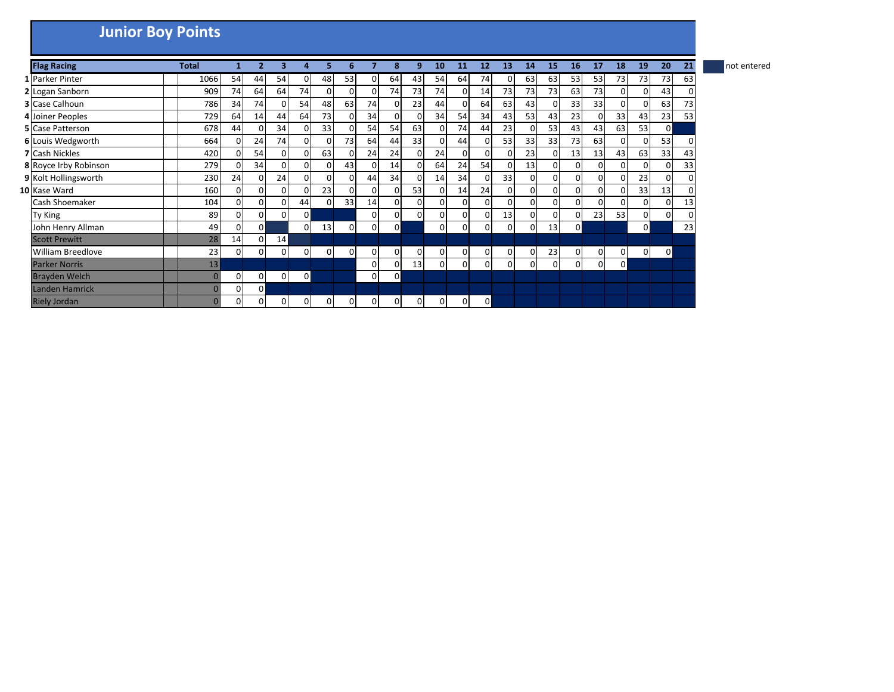# Junior Boy Points

| | Flag Racing | | Total | 1 | 2 | 3 | 4 | 5 | 6 | 7 | 8 | 9 | 10 | 11 | 12 | 13 | 14 | 15 | 16 | 17 | 18 | 19 | 20 | 21 |
|---|---|---|---|---|---|---|---|---|---|---|---|---|---|---|---|---|---|---|---|---|---|---|---|---|
| 1 | Parker Pinter | | 1066 | 54 | 44 | 54 | 0 | 48 | 53 | 0 | 64 | 43 | 54 | 64 | 74 | 0 | 63 | 63 | 53 | 53 | 73 | 73 | 73 | 63 |
| 2 | Logan Sanborn | | 909 | 74 | 64 | 64 | 74 | 0 | 0 | 0 | 74 | 73 | 74 | 0 | 14 | 73 | 73 | 73 | 63 | 73 | 0 | 0 | 43 | 0 |
| 3 | Case Calhoun | | 786 | 34 | 74 | 0 | 54 | 48 | 63 | 74 | 0 | 23 | 44 | 0 | 64 | 63 | 43 | 0 | 33 | 33 | 0 | 0 | 63 | 73 |
| 4 | Joiner Peoples | | 729 | 64 | 14 | 44 | 64 | 73 | 0 | 34 | 0 | 0 | 34 | 54 | 34 | 43 | 53 | 43 | 23 | 0 | 33 | 43 | 23 | 53 |
| 5 | Case Patterson | | 678 | 44 | 0 | 34 | 0 | 33 | 0 | 54 | 54 | 63 | 0 | 74 | 44 | 23 | 0 | 53 | 43 | 43 | 63 | 53 | 0 | |
| 6 | Louis Wedgworth | | 664 | 0 | 24 | 74 | 0 | 0 | 73 | 64 | 44 | 33 | 0 | 44 | 0 | 53 | 33 | 33 | 73 | 63 | 0 | 0 | 53 | 0 |
| 7 | Cash Nickles | | 420 | 0 | 54 | 0 | 0 | 63 | 0 | 24 | 24 | 0 | 24 | 0 | 0 | 0 | 23 | 0 | 13 | 13 | 43 | 63 | 33 | 43 |
| 8 | Royce Irby Robinson | | 279 | 0 | 34 | 0 | 0 | 0 | 43 | 0 | 14 | 0 | 64 | 24 | 54 | 0 | 13 | 0 | 0 | 0 | 0 | 0 | 0 | 33 |
| 9 | Kolt Hollingsworth | | 230 | 24 | 0 | 24 | 0 | 0 | 0 | 44 | 34 | 0 | 14 | 34 | 0 | 33 | 0 | 0 | 0 | 0 | 0 | 23 | 0 | 0 |
| 10 | Kase Ward | | 160 | 0 | 0 | 0 | 0 | 23 | 0 | 0 | 0 | 53 | 0 | 14 | 24 | 0 | 0 | 0 | 0 | 0 | 0 | 33 | 13 | 0 |
| | Cash Shoemaker | | 104 | 0 | 0 | 0 | 44 | 0 | 33 | 14 | 0 | 0 | 0 | 0 | 0 | 0 | 0 | 0 | 0 | 0 | 0 | 0 | 0 | 13 |
| | Ty King | | 89 | 0 | 0 | 0 | 0 | | | 0 | 0 | 0 | 0 | 0 | 0 | 13 | 0 | 0 | 0 | 23 | 53 | 0 | 0 | 0 |
| | John Henry Allman | | 49 | 0 | 0 | | 0 | 13 | 0 | 0 | 0 | | 0 | 0 | 0 | 0 | 0 | 13 | 0 | | | 0 | | 23 |
| | Scott Prewitt | | 28 | 14 | 0 | 14 | | | | | | | | | | | | | | | | | | |
| | William Breedlove | | 23 | 0 | 0 | 0 | 0 | 0 | 0 | 0 | 0 | 0 | 0 | 0 | 0 | 0 | 0 | 23 | 0 | 0 | 0 | 0 | 0 | |
| | Parker Norris | | 13 | | | | | | | 0 | 0 | 13 | 0 | 0 | 0 | 0 | 0 | 0 | 0 | 0 | 0 | | | |
| | Brayden Welch | | 0 | 0 | 0 | 0 | 0 | | | 0 | 0 | | | | | | | | | | | | | |
| | Landen Hamrick | | 0 | 0 | 0 | | | | | | | | | | | | | | | | | | | |
| | Riely Jordan | | 0 | 0 | 0 | 0 | 0 | 0 | 0 | 0 | 0 | 0 | 0 | 0 | 0 | | | | | | | | | |

Legend: (dark shaded cell) not entered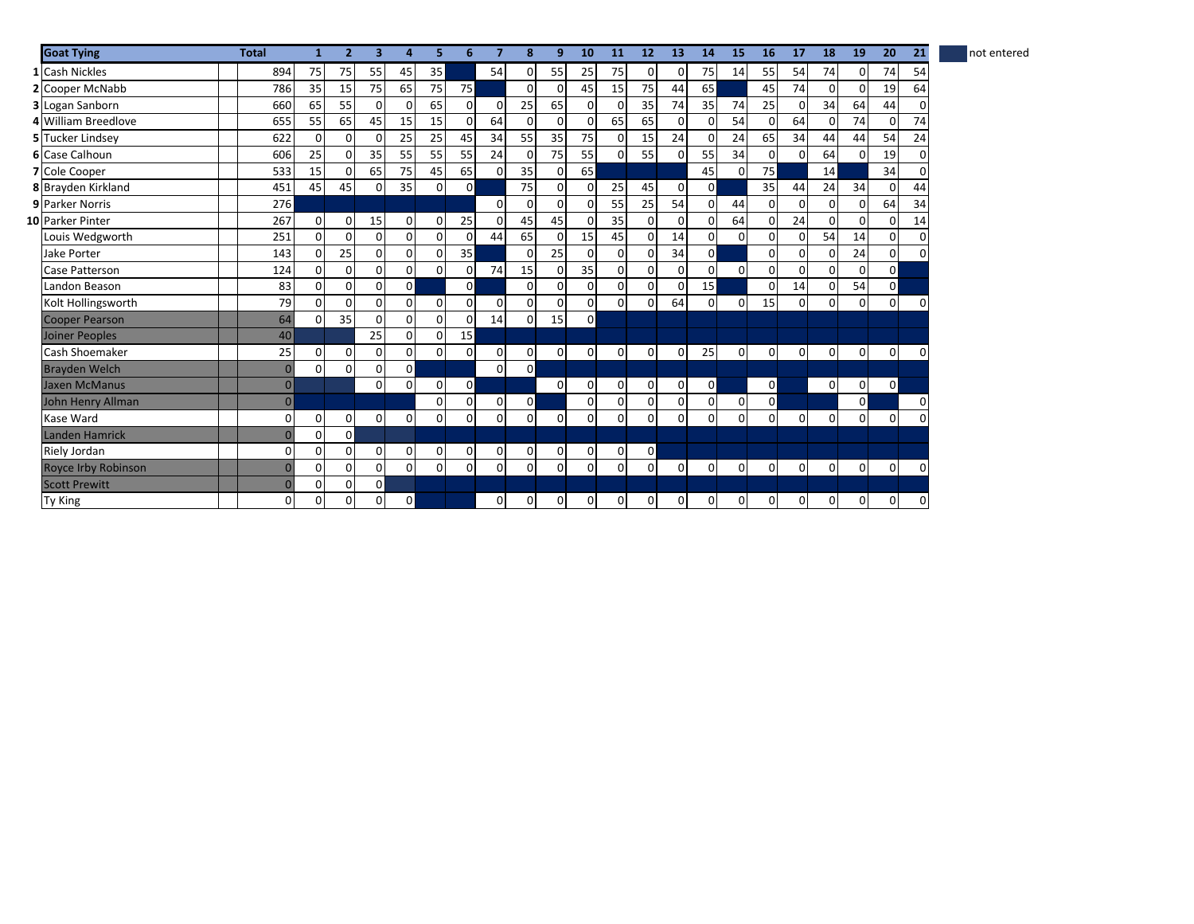| | Goat Tying | | Total | 1 | 2 | 3 | 4 | 5 | 6 | 7 | 8 | 9 | 10 | 11 | 12 | 13 | 14 | 15 | 16 | 17 | 18 | 19 | 20 | 21 |
|---|---|---|---|---|---|---|---|---|---|---|---|---|---|---|---|---|---|---|---|---|---|---|---|---|
| 1 | Cash Nickles | | 894 | 75 | 75 | 55 | 45 | 35 | | 54 | 0 | 55 | 25 | 75 | 0 | 0 | 75 | 14 | 55 | 54 | 74 | 0 | 74 | 54 |
| 2 | Cooper McNabb | | 786 | 35 | 15 | 75 | 65 | 75 | 75 | | 0 | 0 | 45 | 15 | 75 | 44 | 65 | | 45 | 74 | 0 | 0 | 19 | 64 |
| 3 | Logan Sanborn | | 660 | 65 | 55 | 0 | 0 | 65 | 0 | 0 | 25 | 65 | 0 | 0 | 35 | 74 | 35 | 74 | 25 | 0 | 34 | 64 | 44 | 0 |
| 4 | William Breedlove | | 655 | 55 | 65 | 45 | 15 | 15 | 0 | 64 | 0 | 0 | 0 | 65 | 65 | 0 | 0 | 54 | 0 | 64 | 0 | 74 | 0 | 74 |
| 5 | Tucker Lindsey | | 622 | 0 | 0 | 0 | 25 | 25 | 45 | 34 | 55 | 35 | 75 | 0 | 15 | 24 | 0 | 24 | 65 | 34 | 44 | 44 | 54 | 24 |
| 6 | Case Calhoun | | 606 | 25 | 0 | 35 | 55 | 55 | 55 | 24 | 0 | 75 | 55 | 0 | 55 | 0 | 55 | 34 | 0 | 0 | 64 | 0 | 19 | 0 |
| 7 | Cole Cooper | | 533 | 15 | 0 | 65 | 75 | 45 | 65 | 0 | 35 | 0 | 65 | | | | 45 | 0 | 75 | | 14 | | 34 | 0 |
| 8 | Brayden Kirkland | | 451 | 45 | 45 | 0 | 35 | 0 | 0 | | 75 | 0 | 0 | 25 | 45 | 0 | 0 | | 35 | 44 | 24 | 34 | 0 | 44 |
| 9 | Parker Norris | | 276 | | | | | | | 0 | 0 | 0 | 0 | 55 | 25 | 54 | 0 | 44 | 0 | 0 | 0 | 0 | 64 | 34 |
| 10 | Parker Pinter | | 267 | 0 | 0 | 15 | 0 | 0 | 25 | 0 | 45 | 45 | 0 | 35 | 0 | 0 | 0 | 64 | 0 | 24 | 0 | 0 | 0 | 14 |
| | Louis Wedgworth | | 251 | 0 | 0 | 0 | 0 | 0 | 0 | 44 | 65 | 0 | 15 | 45 | 0 | 14 | 0 | 0 | 0 | 0 | 54 | 14 | 0 | 0 |
| | Jake Porter | | 143 | 0 | 25 | 0 | 0 | 0 | 35 | | 0 | 25 | 0 | 0 | 0 | 34 | 0 | | 0 | 0 | 0 | 24 | 0 | 0 |
| | Case Patterson | | 124 | 0 | 0 | 0 | 0 | 0 | 0 | 74 | 15 | 0 | 35 | 0 | 0 | 0 | 0 | 0 | 0 | 0 | 0 | 0 | 0 | |
| | Landon Beason | | 83 | 0 | 0 | 0 | 0 | | 0 | | 0 | 0 | 0 | 0 | 0 | 0 | 15 | | 0 | 14 | 0 | 54 | 0 | |
| | Kolt Hollingsworth | | 79 | 0 | 0 | 0 | 0 | 0 | 0 | 0 | 0 | 0 | 0 | 0 | 0 | 64 | 0 | 0 | 15 | 0 | 0 | 0 | 0 | 0 |
| | Cooper Pearson | | 64 | 0 | 35 | 0 | 0 | 0 | 0 | 14 | 0 | 15 | 0 | | | | | | | | | | | |
| | Joiner Peoples | | 40 | | | 25 | 0 | 0 | 15 | | | | | | | | | | | | | | | |
| | Cash Shoemaker | | 25 | 0 | 0 | 0 | 0 | 0 | 0 | 0 | 0 | 0 | 0 | 0 | 0 | 0 | 25 | 0 | 0 | 0 | 0 | 0 | 0 | 0 |
| | Brayden Welch | | 0 | 0 | 0 | 0 | 0 | | | 0 | 0 | | | | | | | | | | | | | |
| | Jaxen McManus | | 0 | | | 0 | 0 | 0 | 0 | | | 0 | 0 | 0 | 0 | 0 | 0 | | 0 | | 0 | 0 | 0 | |
| | John Henry Allman | | 0 | | | | | 0 | 0 | 0 | 0 | | 0 | 0 | 0 | 0 | 0 | 0 | 0 | | | 0 | | 0 |
| | Kase Ward | | 0 | 0 | 0 | 0 | 0 | 0 | 0 | 0 | 0 | 0 | 0 | 0 | 0 | 0 | 0 | 0 | 0 | 0 | 0 | 0 | 0 | 0 |
| | Landen Hamrick | | 0 | 0 | 0 | | | | | | | | | | | | | | | | | | | |
| | Riely Jordan | | 0 | 0 | 0 | 0 | 0 | 0 | 0 | 0 | 0 | 0 | 0 | 0 | 0 | | | | | | | | | |
| | Royce Irby Robinson | | 0 | 0 | 0 | 0 | 0 | 0 | 0 | 0 | 0 | 0 | 0 | 0 | 0 | 0 | 0 | 0 | 0 | 0 | 0 | 0 | 0 | 0 |
| | Scott Prewitt | | 0 | 0 | 0 | 0 | | | | | | | | | | | | | | | | | | |
| | Ty King | | 0 | 0 | 0 | 0 | 0 | | | 0 | 0 | 0 | 0 | 0 | 0 | 0 | 0 | 0 | 0 | 0 | 0 | 0 | 0 | 0 |

not entered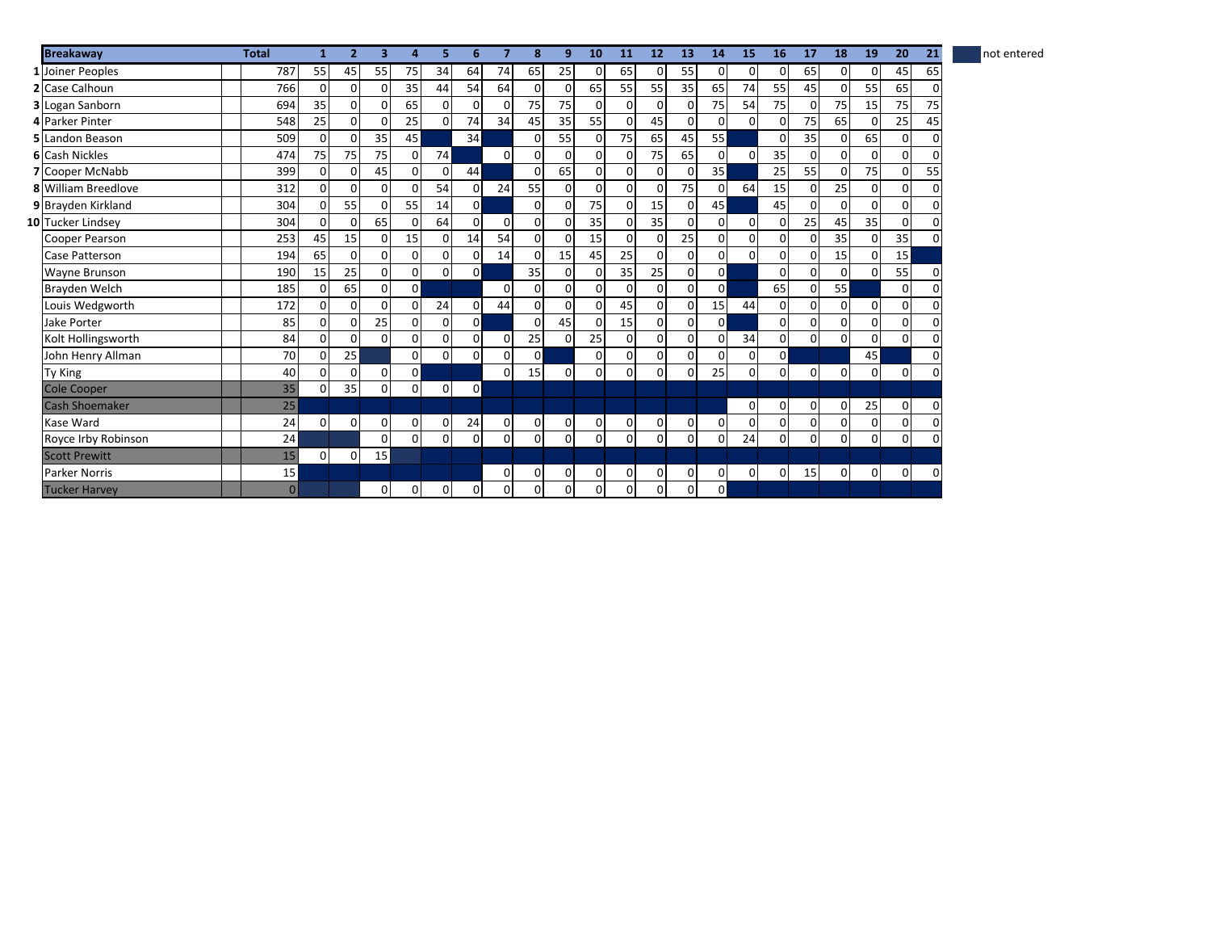| | Breakaway | Total | 1 | 2 | 3 | 4 | 5 | 6 | 7 | 8 | 9 | 10 | 11 | 12 | 13 | 14 | 15 | 16 | 17 | 18 | 19 | 20 | 21 |
|---|---|---|---|---|---|---|---|---|---|---|---|---|---|---|---|---|---|---|---|---|---|---|---|
| 1 | Joiner Peoples | 787 | 55 | 45 | 55 | 75 | 34 | 64 | 74 | 65 | 25 | 0 | 65 | 0 | 55 | 0 | 0 | 0 | 65 | 0 | 0 | 45 | 65 |
| 2 | Case Calhoun | 766 | 0 | 0 | 0 | 35 | 44 | 54 | 64 | 0 | 0 | 65 | 55 | 55 | 35 | 65 | 74 | 55 | 45 | 0 | 55 | 65 | 0 |
| 3 | Logan Sanborn | 694 | 35 | 0 | 0 | 65 | 0 | 0 | 0 | 75 | 75 | 0 | 0 | 0 | 0 | 75 | 54 | 75 | 0 | 75 | 15 | 75 | 75 |
| 4 | Parker Pinter | 548 | 25 | 0 | 0 | 25 | 0 | 74 | 34 | 45 | 35 | 55 | 0 | 45 | 0 | 0 | 0 | 0 | 75 | 65 | 0 | 25 | 45 |
| 5 | Landon Beason | 509 | 0 | 0 | 35 | 45 | | 34 | | 0 | 55 | 0 | 75 | 65 | 45 | 55 | | 0 | 35 | 0 | 65 | 0 | 0 |
| 6 | Cash Nickles | 474 | 75 | 75 | 75 | 0 | 74 | | 0 | 0 | 0 | 0 | 0 | 75 | 65 | 0 | 0 | 35 | 0 | 0 | 0 | 0 | 0 |
| 7 | Cooper McNabb | 399 | 0 | 0 | 45 | 0 | 0 | 44 | | 0 | 65 | 0 | 0 | 0 | 0 | 35 | | 25 | 55 | 0 | 75 | 0 | 55 |
| 8 | William Breedlove | 312 | 0 | 0 | 0 | 0 | 54 | 0 | 24 | 55 | 0 | 0 | 0 | 0 | 75 | 0 | 64 | 15 | 0 | 25 | 0 | 0 | 0 |
| 9 | Brayden Kirkland | 304 | 0 | 55 | 0 | 55 | 14 | 0 | | 0 | 0 | 75 | 0 | 15 | 0 | 45 | | 45 | 0 | 0 | 0 | 0 | 0 |
| 10 | Tucker Lindsey | 304 | 0 | 0 | 65 | 0 | 64 | 0 | 0 | 0 | 0 | 35 | 0 | 35 | 0 | 0 | 0 | 0 | 25 | 45 | 35 | 0 | 0 |
| | Cooper Pearson | 253 | 45 | 15 | 0 | 15 | 0 | 14 | 54 | 0 | 0 | 15 | 0 | 0 | 25 | 0 | 0 | 0 | 0 | 35 | 0 | 35 | 0 |
| | Case Patterson | 194 | 65 | 0 | 0 | 0 | 0 | 0 | 14 | 0 | 15 | 45 | 25 | 0 | 0 | 0 | 0 | 0 | 0 | 15 | 0 | 15 | |
| | Wayne Brunson | 190 | 15 | 25 | 0 | 0 | 0 | 0 | | 35 | 0 | 0 | 35 | 25 | 0 | 0 | | 0 | 0 | 0 | 0 | 55 | 0 |
| | Brayden Welch | 185 | 0 | 65 | 0 | 0 | | | 0 | 0 | 0 | 0 | 0 | 0 | 0 | 0 | | 65 | 0 | 55 | | 0 | 0 |
| | Louis Wedgworth | 172 | 0 | 0 | 0 | 0 | 24 | 0 | 44 | 0 | 0 | 0 | 45 | 0 | 0 | 15 | 44 | 0 | 0 | 0 | 0 | 0 | 0 |
| | Jake Porter | 85 | 0 | 0 | 25 | 0 | 0 | 0 | | 0 | 45 | 0 | 15 | 0 | 0 | 0 | | 0 | 0 | 0 | 0 | 0 | 0 |
| | Kolt Hollingsworth | 84 | 0 | 0 | 0 | 0 | 0 | 0 | 0 | 25 | 0 | 25 | 0 | 0 | 0 | 0 | 34 | 0 | 0 | 0 | 0 | 0 | 0 |
| | John Henry Allman | 70 | 0 | 25 | | 0 | 0 | 0 | 0 | 0 | | 0 | 0 | 0 | 0 | 0 | 0 | 0 | | | 45 | | 0 |
| | Ty King | 40 | 0 | 0 | 0 | 0 | | | 0 | 15 | 0 | 0 | 0 | 0 | 0 | 25 | 0 | 0 | 0 | 0 | 0 | 0 | 0 |
| | Cole Cooper | 35 | 0 | 35 | 0 | 0 | 0 | 0 | | | | | | | | | | | | | | | |
| | Cash Shoemaker | 25 | | | | | | | | | | | | | | | 0 | 0 | 0 | 0 | 25 | 0 | 0 |
| | Kase Ward | 24 | 0 | 0 | 0 | 0 | 0 | 24 | 0 | 0 | 0 | 0 | 0 | 0 | 0 | 0 | 0 | 0 | 0 | 0 | 0 | 0 | 0 |
| | Royce Irby Robinson | 24 | | | 0 | 0 | 0 | 0 | 0 | 0 | 0 | 0 | 0 | 0 | 0 | 0 | 24 | 0 | 0 | 0 | 0 | 0 | 0 |
| | Scott Prewitt | 15 | 0 | 0 | 15 | | | | | | | | | | | | | | | | | | |
| | Parker Norris | 15 | | | | | | | 0 | 0 | 0 | 0 | 0 | 0 | 0 | 0 | 0 | 0 | 15 | 0 | 0 | 0 | 0 |
| | Tucker Harvey | 0 | | | 0 | 0 | 0 | 0 | 0 | 0 | 0 | 0 | 0 | 0 | 0 | 0 | | | | | | | |

(Shaded cells: not entered)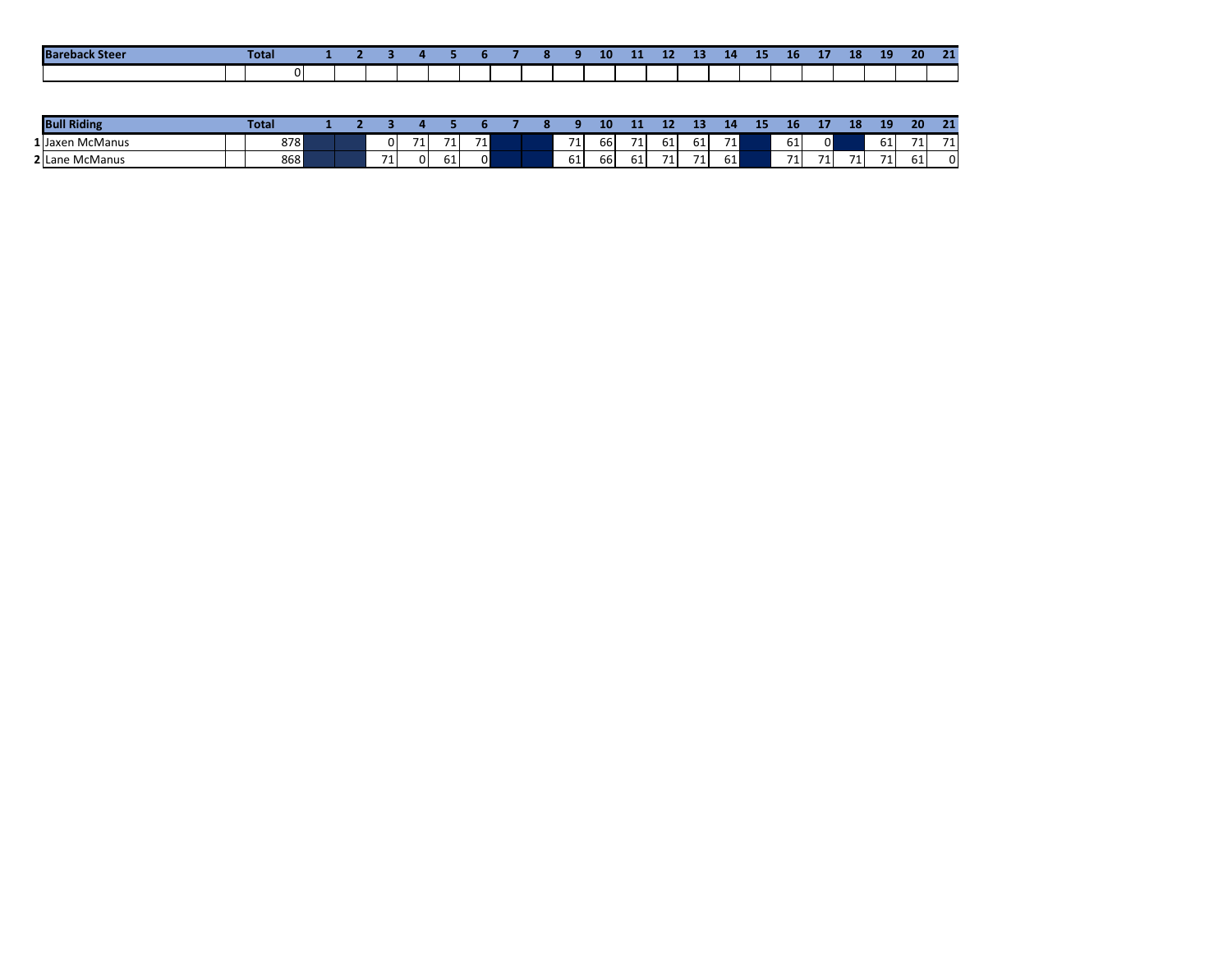| Bareback Steer | | Total | 1 | 2 | 3 | 4 | 5 | 6 | 7 | 8 | 9 | 10 | 11 | 12 | 13 | 14 | 15 | 16 | 17 | 18 | 19 | 20 | 21 |
|---|---|---|---|---|---|---|---|---|---|---|---|---|---|---|---|---|---|---|---|---|---|---|---|
| | | 0 | | | | | | | | | | | | | | | | | | | | | |

| | Bull Riding | | Total | 1 | 2 | 3 | 4 | 5 | 6 | 7 | 8 | 9 | 10 | 11 | 12 | 13 | 14 | 15 | 16 | 17 | 18 | 19 | 20 | 21 |
|---|---|---|---|---|---|---|---|---|---|---|---|---|---|---|---|---|---|---|---|---|---|---|---|---|
| 1 | Jaxen McManus | | 878 | | | 0 | 71 | 71 | 71 | | | 71 | 66 | 71 | 61 | 61 | 71 | | 61 | 0 | | 61 | 71 | 71 |
| 2 | Lane McManus | | 868 | | | 71 | 0 | 61 | 0 | | | 61 | 66 | 61 | 71 | 71 | 61 | | 71 | 71 | 71 | 71 | 61 | 0 |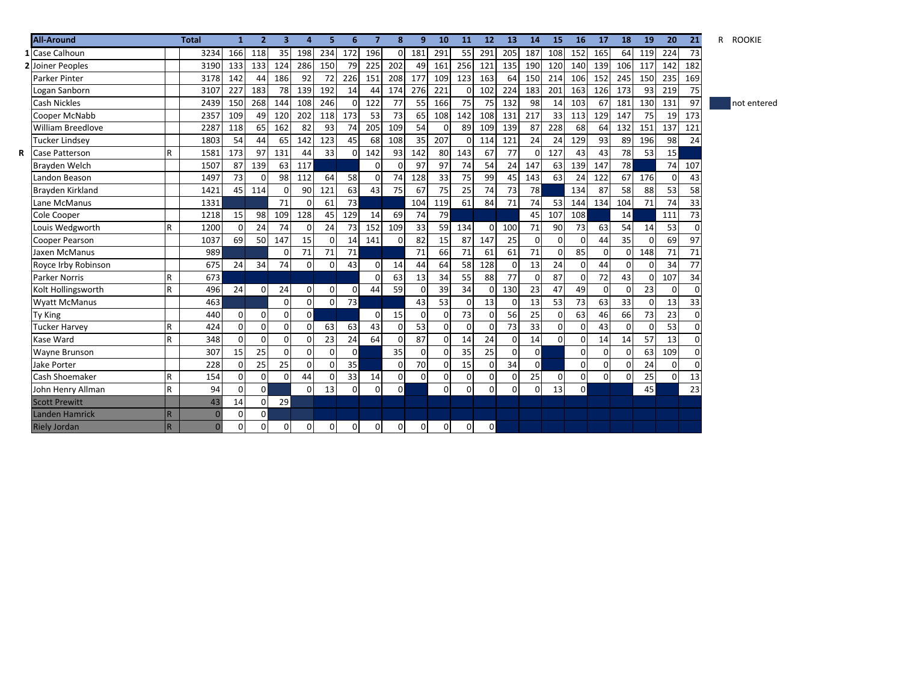| | All-Around | | Total | 1 | 2 | 3 | 4 | 5 | 6 | 7 | 8 | 9 | 10 | 11 | 12 | 13 | 14 | 15 | 16 | 17 | 18 | 19 | 20 | 21 |
|---|---|---|---|---|---|---|---|---|---|---|---|---|---|---|---|---|---|---|---|---|---|---|---|---|
| 1 | Case Calhoun | | 3234 | 166 | 118 | 35 | 198 | 234 | 172 | 196 | 0 | 181 | 291 | 55 | 291 | 205 | 187 | 108 | 152 | 165 | 64 | 119 | 224 | 73 |
| 2 | Joiner Peoples | | 3190 | 133 | 133 | 124 | 286 | 150 | 79 | 225 | 202 | 49 | 161 | 256 | 121 | 135 | 190 | 120 | 140 | 139 | 106 | 117 | 142 | 182 |
| | Parker Pinter | | 3178 | 142 | 44 | 186 | 92 | 72 | 226 | 151 | 208 | 177 | 109 | 123 | 163 | 64 | 150 | 214 | 106 | 152 | 245 | 150 | 235 | 169 |
| | Logan Sanborn | | 3107 | 227 | 183 | 78 | 139 | 192 | 14 | 44 | 174 | 276 | 221 | 0 | 102 | 224 | 183 | 201 | 163 | 126 | 173 | 93 | 219 | 75 |
| | Cash Nickles | | 2439 | 150 | 268 | 144 | 108 | 246 | 0 | 122 | 77 | 55 | 166 | 75 | 75 | 132 | 98 | 14 | 103 | 67 | 181 | 130 | 131 | 97 |
| | Cooper McNabb | | 2357 | 109 | 49 | 120 | 202 | 118 | 173 | 53 | 73 | 65 | 108 | 142 | 108 | 131 | 217 | 33 | 113 | 129 | 147 | 75 | 19 | 173 |
| | William Breedlove | | 2287 | 118 | 65 | 162 | 82 | 93 | 74 | 205 | 109 | 54 | 0 | 89 | 109 | 139 | 87 | 228 | 68 | 64 | 132 | 151 | 137 | 121 |
| | Tucker Lindsey | | 1803 | 54 | 44 | 65 | 142 | 123 | 45 | 68 | 108 | 35 | 207 | 0 | 114 | 121 | 24 | 24 | 129 | 93 | 89 | 196 | 98 | 24 |
| R | Case Patterson | R | 1581 | 173 | 97 | 131 | 44 | 33 | 0 | 142 | 93 | 142 | 80 | 143 | 67 | 77 | 0 | 127 | 43 | 43 | 78 | 53 | 15 | |
| | Brayden Welch | | 1507 | 87 | 139 | 63 | 117 | | | 0 | 0 | 97 | 97 | 74 | 54 | 24 | 147 | 63 | 139 | 147 | 78 | | 74 | 107 |
| | Landon Beason | | 1497 | 73 | 0 | 98 | 112 | 64 | 58 | 0 | 74 | 128 | 33 | 75 | 99 | 45 | 143 | 63 | 24 | 122 | 67 | 176 | 0 | 43 |
| | Brayden Kirkland | | 1421 | 45 | 114 | 0 | 90 | 121 | 63 | 43 | 75 | 67 | 75 | 25 | 74 | 73 | 78 | | 134 | 87 | 58 | 88 | 53 | 58 |
| | Lane McManus | | 1331 | | | 71 | 0 | 61 | 73 | | | 104 | 119 | 61 | 84 | 71 | 74 | 53 | 144 | 134 | 104 | 71 | 74 | 33 |
| | Cole Cooper | | 1218 | 15 | 98 | 109 | 128 | 45 | 129 | 14 | 69 | 74 | 79 | | | | 45 | 107 | 108 | | 14 | | 111 | 73 |
| | Louis Wedgworth | R | 1200 | 0 | 24 | 74 | 0 | 24 | 73 | 152 | 109 | 33 | 59 | 134 | 0 | 100 | 71 | 90 | 73 | 63 | 54 | 14 | 53 | 0 |
| | Cooper Pearson | | 1037 | 69 | 50 | 147 | 15 | 0 | 14 | 141 | 0 | 82 | 15 | 87 | 147 | 25 | 0 | 0 | 0 | 44 | 35 | 0 | 69 | 97 |
| | Jaxen McManus | | 989 | | | 0 | 71 | 71 | 71 | | | 71 | 66 | 71 | 61 | 61 | 71 | 0 | 85 | 0 | 0 | 148 | 71 | 71 |
| | Royce Irby Robinson | | 675 | 24 | 34 | 74 | 0 | 0 | 43 | 0 | 14 | 44 | 64 | 58 | 128 | 0 | 13 | 24 | 0 | 44 | 0 | 0 | 34 | 77 |
| | Parker Norris | R | 673 | | | | | | | 0 | 63 | 13 | 34 | 55 | 88 | 77 | 0 | 87 | 0 | 72 | 43 | 0 | 107 | 34 |
| | Kolt Hollingsworth | R | 496 | 24 | 0 | 24 | 0 | 0 | 0 | 44 | 59 | 0 | 39 | 34 | 0 | 130 | 23 | 47 | 49 | 0 | 0 | 23 | 0 | 0 |
| | Wyatt McManus | | 463 | | | 0 | 0 | 0 | 73 | | | 43 | 53 | 0 | 13 | 0 | 13 | 53 | 73 | 63 | 33 | 0 | 13 | 33 |
| | Ty King | | 440 | 0 | 0 | 0 | 0 | | | 0 | 15 | 0 | 0 | 73 | 0 | 56 | 25 | 0 | 63 | 46 | 66 | 73 | 23 | 0 |
| | Tucker Harvey | R | 424 | 0 | 0 | 0 | 0 | 63 | 63 | 43 | 0 | 53 | 0 | 0 | 0 | 73 | 33 | 0 | 0 | 43 | 0 | 0 | 53 | 0 |
| | Kase Ward | R | 348 | 0 | 0 | 0 | 0 | 23 | 24 | 64 | 0 | 87 | 0 | 14 | 24 | 0 | 14 | 0 | 0 | 14 | 14 | 57 | 13 | 0 |
| | Wayne Brunson | | 307 | 15 | 25 | 0 | 0 | 0 | 0 | | 35 | 0 | 0 | 35 | 25 | 0 | 0 | | 0 | 0 | 0 | 63 | 109 | 0 |
| | Jake Porter | | 228 | 0 | 25 | 25 | 0 | 0 | 35 | | 0 | 70 | 0 | 15 | 0 | 34 | 0 | | 0 | 0 | 0 | 24 | 0 | 0 |
| | Cash Shoemaker | R | 154 | 0 | 0 | 0 | 44 | 0 | 33 | 14 | 0 | 0 | 0 | 0 | 0 | 0 | 25 | 0 | 0 | 0 | 0 | 25 | 0 | 13 |
| | John Henry Allman | R | 94 | 0 | 0 | | 0 | 13 | 0 | 0 | 0 | | 0 | 0 | 0 | 0 | 0 | 13 | 0 | | | 45 | | 23 |
| | Scott Prewitt | | 43 | 14 | 0 | 29 | | | | | | | | | | | | | | | | | | |
| | Landen Hamrick | R | 0 | 0 | 0 | | | | | | | | | | | | | | | | | | | |
| | Riely Jordan | R | 0 | 0 | 0 | 0 | 0 | 0 | 0 | 0 | 0 | 0 | 0 | 0 | 0 | | | | | | | | | |

R ROOKIE

not entered